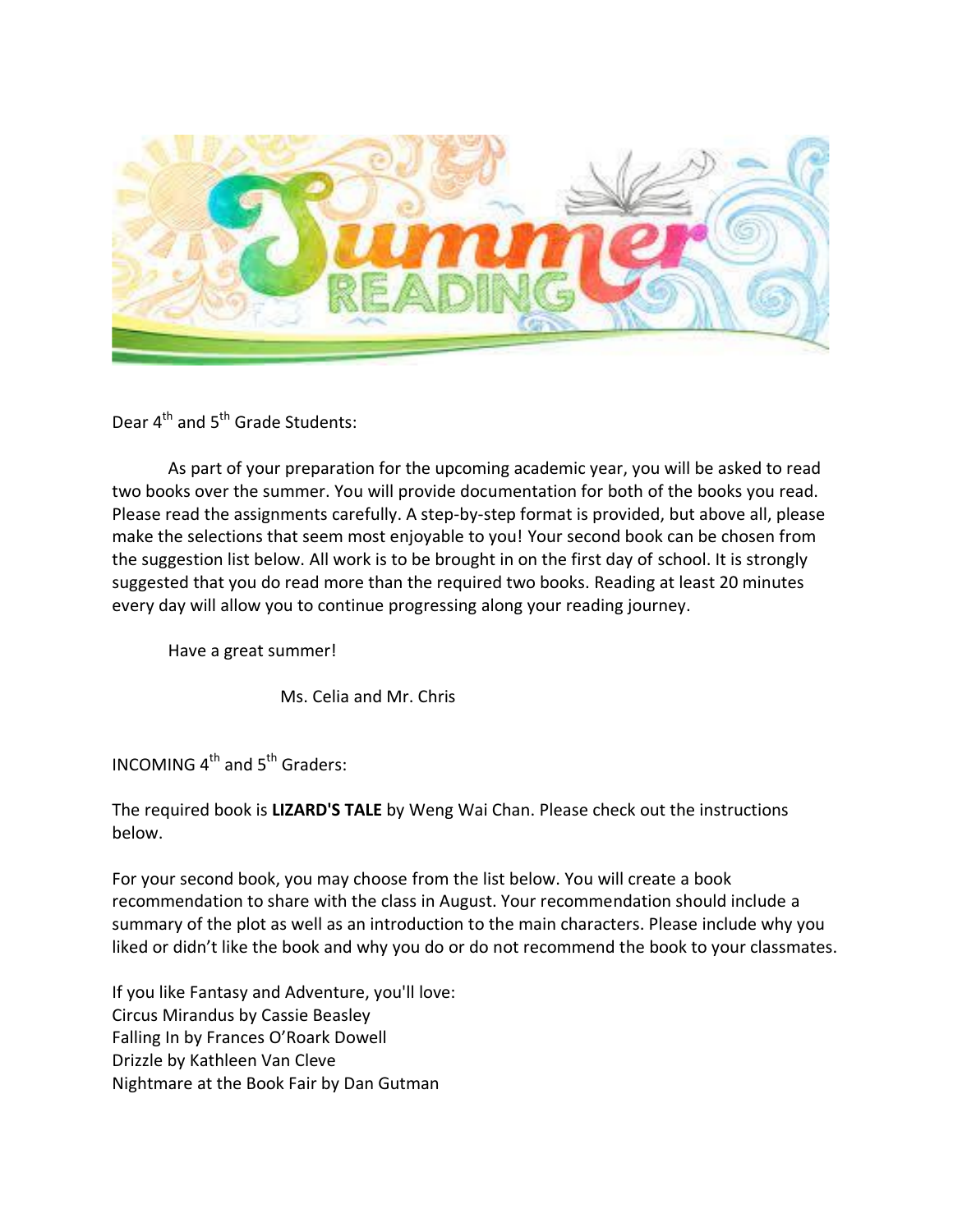Dear 4th and 5th Grade Students:

As part of your preparation for the upcoming academic year, you will be asked to read two books over the summer. You will provide documentation for both of the books you read. Please read the assignments carefully. A step-by-step format is provided, but above all, please make the selections that seem most enjoyable to you! Your second book can be chosen from the suggestion list below. All work is to be brought in on the first day of school. It is strongly suggested that you do read more than the required two books. Reading at least 20 minutes every day will allow you to continue progressing along your reading journey.

Have a great summer!

Ms. Celia and Mr. Chris

INCOMING 4th and 5th Graders:

The required book is **LIZARD'S TALE** by Weng Wai Chan. Please check out the instructions below.

For your second book, you may choose from the list below. You will create a book recommendation to share with the class in August. Your recommendation should include a summary of the plot as well as an introduction to the main characters. Please include why you liked or didn't like the book and why you do or do not recommend the book to your classmates.

If you like Fantasy and Adventure, you'll love:
Circus Mirandus by Cassie Beasley
Falling In by Frances O'Roark Dowell
Drizzle by Kathleen Van Cleve
Nightmare at the Book Fair by Dan Gutman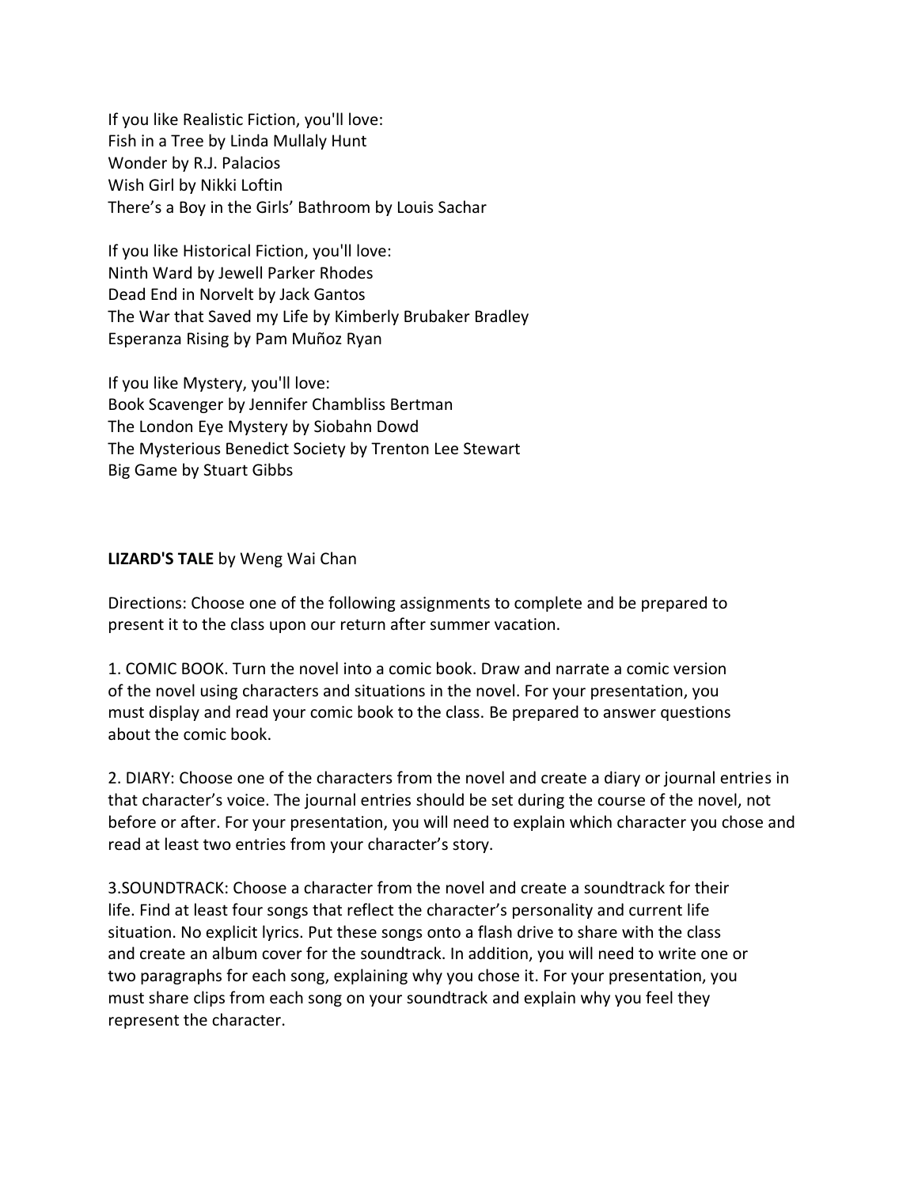If you like Realistic Fiction, you'll love:
Fish in a Tree by Linda Mullaly Hunt
Wonder by R.J. Palacios
Wish Girl by Nikki Loftin
There's a Boy in the Girls' Bathroom by Louis Sachar

If you like Historical Fiction, you'll love:
Ninth Ward by Jewell Parker Rhodes
Dead End in Norvelt by Jack Gantos
The War that Saved my Life by Kimberly Brubaker Bradley
Esperanza Rising by Pam Muñoz Ryan

If you like Mystery, you'll love:
Book Scavenger by Jennifer Chambliss Bertman
The London Eye Mystery by Siobahn Dowd
The Mysterious Benedict Society by Trenton Lee Stewart
Big Game by Stuart Gibbs

**LIZARD'S TALE** by Weng Wai Chan

Directions: Choose one of the following assignments to complete and be prepared to present it to the class upon our return after summer vacation.

1. COMIC BOOK. Turn the novel into a comic book. Draw and narrate a comic version of the novel using characters and situations in the novel. For your presentation, you must display and read your comic book to the class. Be prepared to answer questions about the comic book.

2. DIARY: Choose one of the characters from the novel and create a diary or journal entries in that character's voice. The journal entries should be set during the course of the novel, not before or after. For your presentation, you will need to explain which character you chose and read at least two entries from your character's story.

3. SOUNDTRACK: Choose a character from the novel and create a soundtrack for their life. Find at least four songs that reflect the character's personality and current life situation. No explicit lyrics. Put these songs onto a flash drive to share with the class and create an album cover for the soundtrack. In addition, you will need to write one or two paragraphs for each song, explaining why you chose it. For your presentation, you must share clips from each song on your soundtrack and explain why you feel they represent the character.